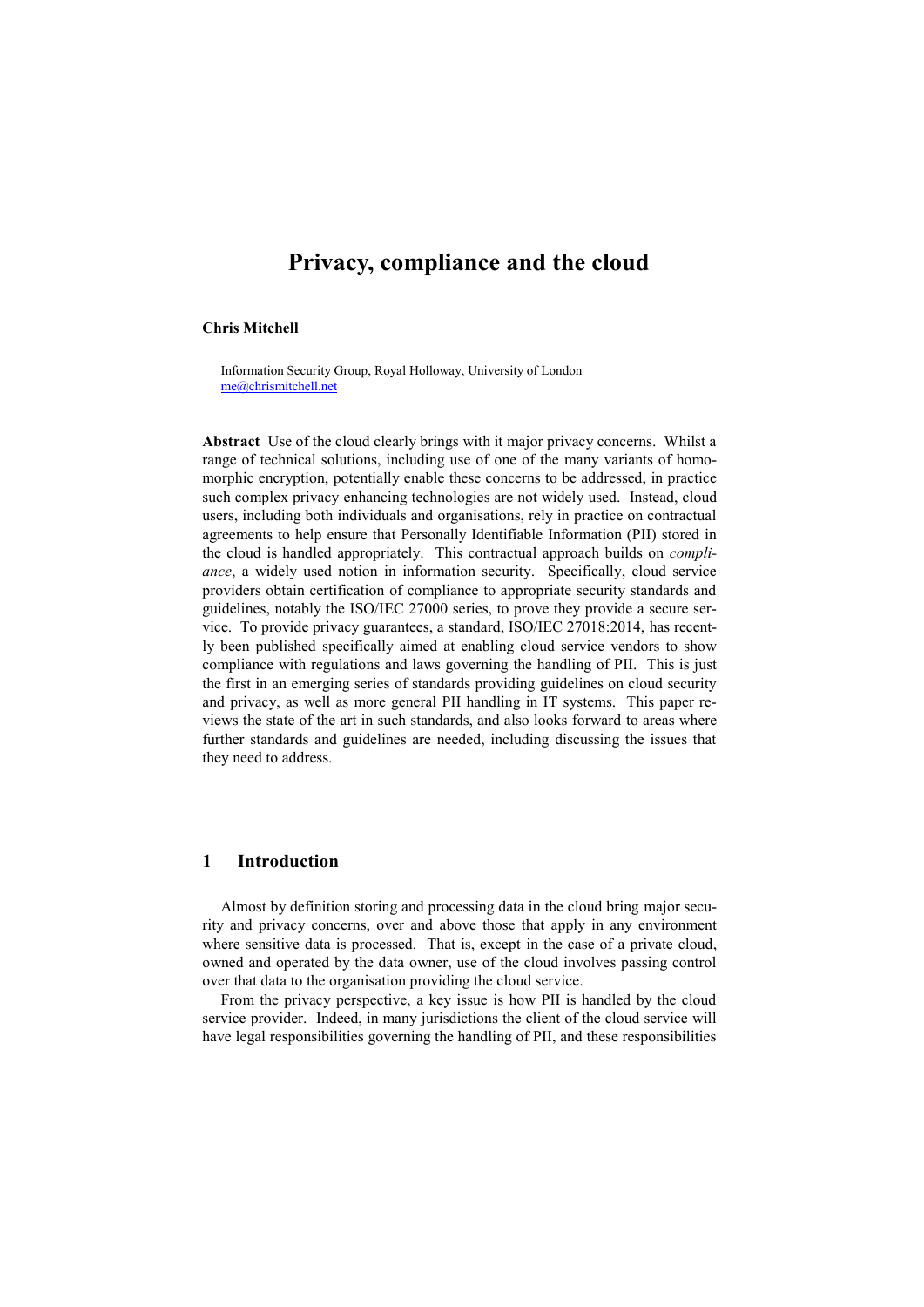# Privacy, compliance and the cloud

**Chris Mitchell**

Information Security Group, Royal Holloway, University of London
me@chrismitchell.net

**Abstract** Use of the cloud clearly brings with it major privacy concerns. Whilst a range of technical solutions, including use of one of the many variants of homomorphic encryption, potentially enable these concerns to be addressed, in practice such complex privacy enhancing technologies are not widely used. Instead, cloud users, including both individuals and organisations, rely in practice on contractual agreements to help ensure that Personally Identifiable Information (PII) stored in the cloud is handled appropriately. This contractual approach builds on *compliance*, a widely used notion in information security. Specifically, cloud service providers obtain certification of compliance to appropriate security standards and guidelines, notably the ISO/IEC 27000 series, to prove they provide a secure service. To provide privacy guarantees, a standard, ISO/IEC 27018:2014, has recently been published specifically aimed at enabling cloud service vendors to show compliance with regulations and laws governing the handling of PII. This is just the first in an emerging series of standards providing guidelines on cloud security and privacy, as well as more general PII handling in IT systems. This paper reviews the state of the art in such standards, and also looks forward to areas where further standards and guidelines are needed, including discussing the issues that they need to address.

## 1 Introduction

Almost by definition storing and processing data in the cloud bring major security and privacy concerns, over and above those that apply in any environment where sensitive data is processed. That is, except in the case of a private cloud, owned and operated by the data owner, use of the cloud involves passing control over that data to the organisation providing the cloud service.

From the privacy perspective, a key issue is how PII is handled by the cloud service provider. Indeed, in many jurisdictions the client of the cloud service will have legal responsibilities governing the handling of PII, and these responsibilities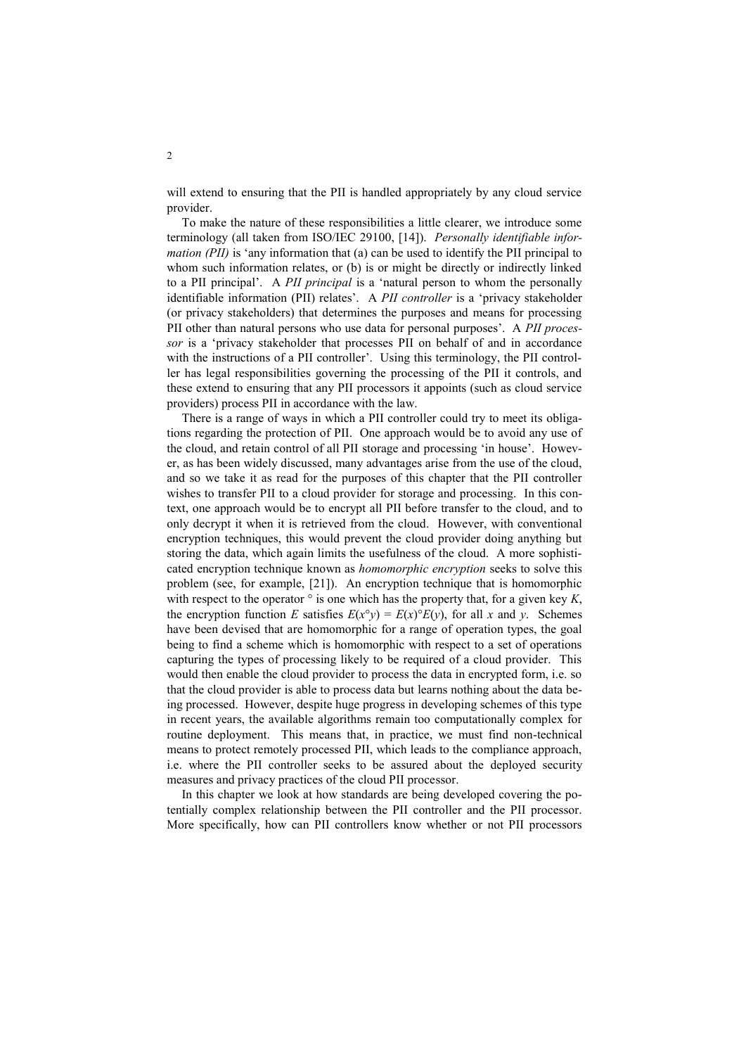will extend to ensuring that the PII is handled appropriately by any cloud service provider.

To make the nature of these responsibilities a little clearer, we introduce some terminology (all taken from ISO/IEC 29100, [14]). *Personally identifiable information (PII)* is 'any information that (a) can be used to identify the PII principal to whom such information relates, or (b) is or might be directly or indirectly linked to a PII principal'. A *PII principal* is a 'natural person to whom the personally identifiable information (PII) relates'. A *PII controller* is a 'privacy stakeholder (or privacy stakeholders) that determines the purposes and means for processing PII other than natural persons who use data for personal purposes'. A *PII processor* is a 'privacy stakeholder that processes PII on behalf of and in accordance with the instructions of a PII controller'. Using this terminology, the PII controller has legal responsibilities governing the processing of the PII it controls, and these extend to ensuring that any PII processors it appoints (such as cloud service providers) process PII in accordance with the law.

There is a range of ways in which a PII controller could try to meet its obligations regarding the protection of PII. One approach would be to avoid any use of the cloud, and retain control of all PII storage and processing 'in house'. However, as has been widely discussed, many advantages arise from the use of the cloud, and so we take it as read for the purposes of this chapter that the PII controller wishes to transfer PII to a cloud provider for storage and processing. In this context, one approach would be to encrypt all PII before transfer to the cloud, and to only decrypt it when it is retrieved from the cloud. However, with conventional encryption techniques, this would prevent the cloud provider doing anything but storing the data, which again limits the usefulness of the cloud. A more sophisticated encryption technique known as *homomorphic encryption* seeks to solve this problem (see, for example, [21]). An encryption technique that is homomorphic with respect to the operator $\circ$ is one which has the property that, for a given key $K$, the encryption function $E$ satisfies $E(x \circ y) = E(x) \circ E(y)$, for all $x$ and $y$. Schemes have been devised that are homomorphic for a range of operation types, the goal being to find a scheme which is homomorphic with respect to a set of operations capturing the types of processing likely to be required of a cloud provider. This would then enable the cloud provider to process the data in encrypted form, i.e. so that the cloud provider is able to process data but learns nothing about the data being processed. However, despite huge progress in developing schemes of this type in recent years, the available algorithms remain too computationally complex for routine deployment. This means that, in practice, we must find non-technical means to protect remotely processed PII, which leads to the compliance approach, i.e. where the PII controller seeks to be assured about the deployed security measures and privacy practices of the cloud PII processor.

In this chapter we look at how standards are being developed covering the potentially complex relationship between the PII controller and the PII processor. More specifically, how can PII controllers know whether or not PII processors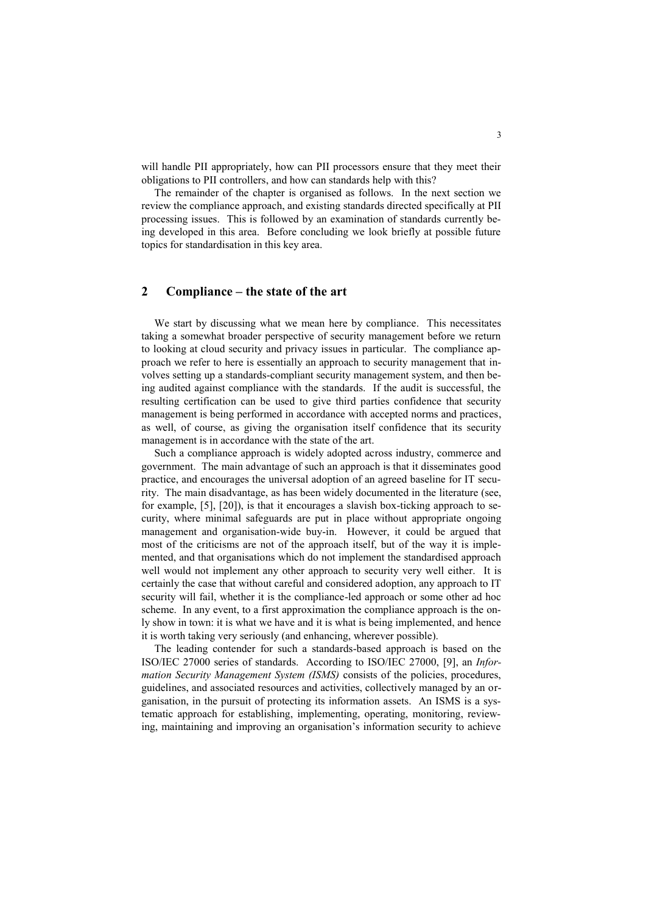will handle PII appropriately, how can PII processors ensure that they meet their obligations to PII controllers, and how can standards help with this?

The remainder of the chapter is organised as follows. In the next section we review the compliance approach, and existing standards directed specifically at PII processing issues. This is followed by an examination of standards currently being developed in this area. Before concluding we look briefly at possible future topics for standardisation in this key area.

## 2 Compliance – the state of the art

We start by discussing what we mean here by compliance. This necessitates taking a somewhat broader perspective of security management before we return to looking at cloud security and privacy issues in particular. The compliance approach we refer to here is essentially an approach to security management that involves setting up a standards-compliant security management system, and then being audited against compliance with the standards. If the audit is successful, the resulting certification can be used to give third parties confidence that security management is being performed in accordance with accepted norms and practices, as well, of course, as giving the organisation itself confidence that its security management is in accordance with the state of the art.

Such a compliance approach is widely adopted across industry, commerce and government. The main advantage of such an approach is that it disseminates good practice, and encourages the universal adoption of an agreed baseline for IT security. The main disadvantage, as has been widely documented in the literature (see, for example, [5], [20]), is that it encourages a slavish box-ticking approach to security, where minimal safeguards are put in place without appropriate ongoing management and organisation-wide buy-in. However, it could be argued that most of the criticisms are not of the approach itself, but of the way it is implemented, and that organisations which do not implement the standardised approach well would not implement any other approach to security very well either. It is certainly the case that without careful and considered adoption, any approach to IT security will fail, whether it is the compliance-led approach or some other ad hoc scheme. In any event, to a first approximation the compliance approach is the only show in town: it is what we have and it is what is being implemented, and hence it is worth taking very seriously (and enhancing, wherever possible).

The leading contender for such a standards-based approach is based on the ISO/IEC 27000 series of standards. According to ISO/IEC 27000, [9], an *Information Security Management System (ISMS)* consists of the policies, procedures, guidelines, and associated resources and activities, collectively managed by an organisation, in the pursuit of protecting its information assets. An ISMS is a systematic approach for establishing, implementing, operating, monitoring, reviewing, maintaining and improving an organisation's information security to achieve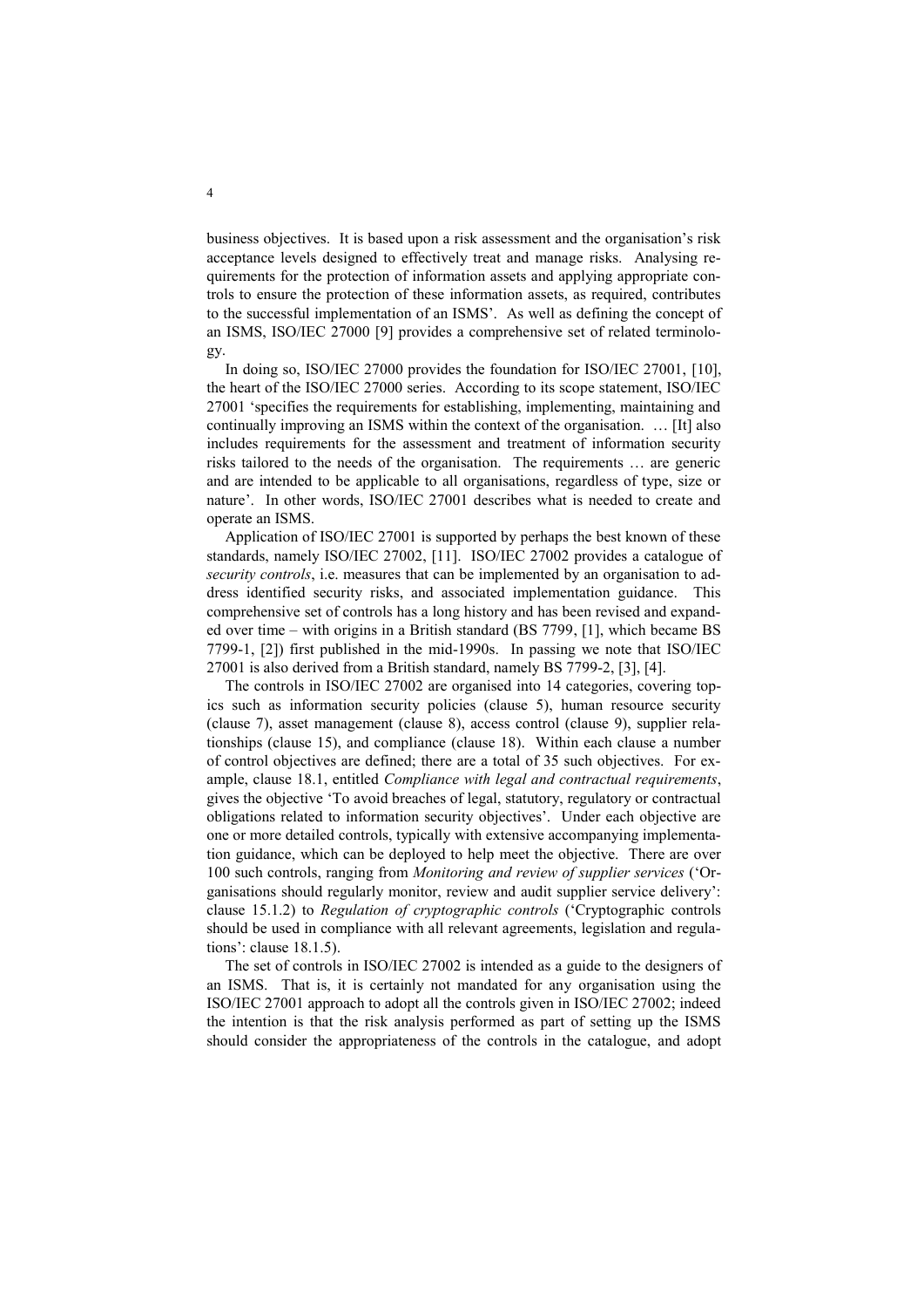business objectives. It is based upon a risk assessment and the organisation's risk acceptance levels designed to effectively treat and manage risks. Analysing requirements for the protection of information assets and applying appropriate controls to ensure the protection of these information assets, as required, contributes to the successful implementation of an ISMS'. As well as defining the concept of an ISMS, ISO/IEC 27000 [9] provides a comprehensive set of related terminology.

In doing so, ISO/IEC 27000 provides the foundation for ISO/IEC 27001, [10], the heart of the ISO/IEC 27000 series. According to its scope statement, ISO/IEC 27001 'specifies the requirements for establishing, implementing, maintaining and continually improving an ISMS within the context of the organisation. … [It] also includes requirements for the assessment and treatment of information security risks tailored to the needs of the organisation. The requirements … are generic and are intended to be applicable to all organisations, regardless of type, size or nature'. In other words, ISO/IEC 27001 describes what is needed to create and operate an ISMS.

Application of ISO/IEC 27001 is supported by perhaps the best known of these standards, namely ISO/IEC 27002, [11]. ISO/IEC 27002 provides a catalogue of *security controls*, i.e. measures that can be implemented by an organisation to address identified security risks, and associated implementation guidance. This comprehensive set of controls has a long history and has been revised and expanded over time – with origins in a British standard (BS 7799, [1], which became BS 7799-1, [2]) first published in the mid-1990s. In passing we note that ISO/IEC 27001 is also derived from a British standard, namely BS 7799-2, [3], [4].

The controls in ISO/IEC 27002 are organised into 14 categories, covering topics such as information security policies (clause 5), human resource security (clause 7), asset management (clause 8), access control (clause 9), supplier relationships (clause 15), and compliance (clause 18). Within each clause a number of control objectives are defined; there are a total of 35 such objectives. For example, clause 18.1, entitled *Compliance with legal and contractual requirements*, gives the objective 'To avoid breaches of legal, statutory, regulatory or contractual obligations related to information security objectives'. Under each objective are one or more detailed controls, typically with extensive accompanying implementation guidance, which can be deployed to help meet the objective. There are over 100 such controls, ranging from *Monitoring and review of supplier services* ('Organisations should regularly monitor, review and audit supplier service delivery': clause 15.1.2) to *Regulation of cryptographic controls* ('Cryptographic controls should be used in compliance with all relevant agreements, legislation and regulations': clause 18.1.5).

The set of controls in ISO/IEC 27002 is intended as a guide to the designers of an ISMS. That is, it is certainly not mandated for any organisation using the ISO/IEC 27001 approach to adopt all the controls given in ISO/IEC 27002; indeed the intention is that the risk analysis performed as part of setting up the ISMS should consider the appropriateness of the controls in the catalogue, and adopt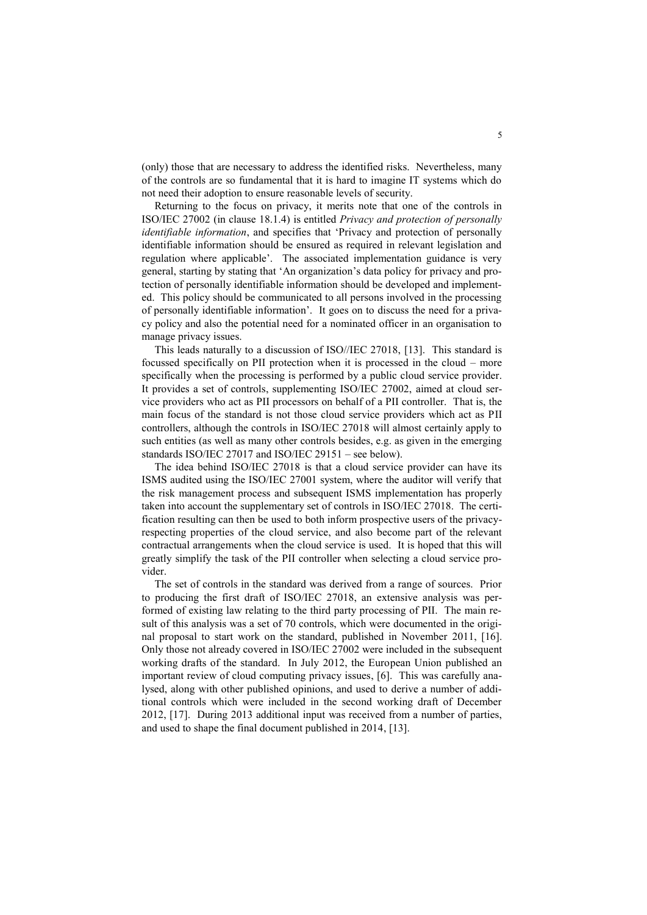(only) those that are necessary to address the identified risks. Nevertheless, many of the controls are so fundamental that it is hard to imagine IT systems which do not need their adoption to ensure reasonable levels of security.

Returning to the focus on privacy, it merits note that one of the controls in ISO/IEC 27002 (in clause 18.1.4) is entitled *Privacy and protection of personally identifiable information*, and specifies that 'Privacy and protection of personally identifiable information should be ensured as required in relevant legislation and regulation where applicable'. The associated implementation guidance is very general, starting by stating that 'An organization's data policy for privacy and protection of personally identifiable information should be developed and implemented. This policy should be communicated to all persons involved in the processing of personally identifiable information'. It goes on to discuss the need for a privacy policy and also the potential need for a nominated officer in an organisation to manage privacy issues.

This leads naturally to a discussion of ISO//IEC 27018, [13]. This standard is focussed specifically on PII protection when it is processed in the cloud – more specifically when the processing is performed by a public cloud service provider. It provides a set of controls, supplementing ISO/IEC 27002, aimed at cloud service providers who act as PII processors on behalf of a PII controller. That is, the main focus of the standard is not those cloud service providers which act as PII controllers, although the controls in ISO/IEC 27018 will almost certainly apply to such entities (as well as many other controls besides, e.g. as given in the emerging standards ISO/IEC 27017 and ISO/IEC 29151 – see below).

The idea behind ISO/IEC 27018 is that a cloud service provider can have its ISMS audited using the ISO/IEC 27001 system, where the auditor will verify that the risk management process and subsequent ISMS implementation has properly taken into account the supplementary set of controls in ISO/IEC 27018. The certification resulting can then be used to both inform prospective users of the privacy-respecting properties of the cloud service, and also become part of the relevant contractual arrangements when the cloud service is used. It is hoped that this will greatly simplify the task of the PII controller when selecting a cloud service provider.

The set of controls in the standard was derived from a range of sources. Prior to producing the first draft of ISO/IEC 27018, an extensive analysis was performed of existing law relating to the third party processing of PII. The main result of this analysis was a set of 70 controls, which were documented in the original proposal to start work on the standard, published in November 2011, [16]. Only those not already covered in ISO/IEC 27002 were included in the subsequent working drafts of the standard. In July 2012, the European Union published an important review of cloud computing privacy issues, [6]. This was carefully analysed, along with other published opinions, and used to derive a number of additional controls which were included in the second working draft of December 2012, [17]. During 2013 additional input was received from a number of parties, and used to shape the final document published in 2014, [13].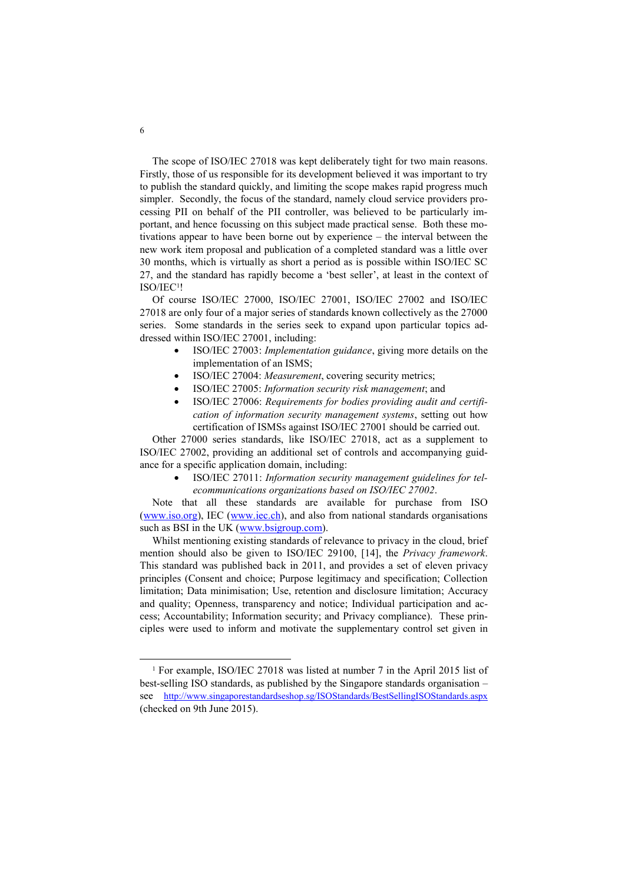The scope of ISO/IEC 27018 was kept deliberately tight for two main reasons. Firstly, those of us responsible for its development believed it was important to try to publish the standard quickly, and limiting the scope makes rapid progress much simpler. Secondly, the focus of the standard, namely cloud service providers processing PII on behalf of the PII controller, was believed to be particularly important, and hence focussing on this subject made practical sense. Both these motivations appear to have been borne out by experience – the interval between the new work item proposal and publication of a completed standard was a little over 30 months, which is virtually as short a period as is possible within ISO/IEC SC 27, and the standard has rapidly become a 'best seller', at least in the context of ISO/IEC[1]!

Of course ISO/IEC 27000, ISO/IEC 27001, ISO/IEC 27002 and ISO/IEC 27018 are only four of a major series of standards known collectively as the 27000 series. Some standards in the series seek to expand upon particular topics addressed within ISO/IEC 27001, including:

- ISO/IEC 27003: *Implementation guidance*, giving more details on the implementation of an ISMS;
- ISO/IEC 27004: *Measurement*, covering security metrics;
- ISO/IEC 27005: *Information security risk management*; and
- ISO/IEC 27006: *Requirements for bodies providing audit and certification of information security management systems*, setting out how certification of ISMSs against ISO/IEC 27001 should be carried out.

Other 27000 series standards, like ISO/IEC 27018, act as a supplement to ISO/IEC 27002, providing an additional set of controls and accompanying guidance for a specific application domain, including:

- ISO/IEC 27011: *Information security management guidelines for telecommunications organizations based on ISO/IEC 27002*.

Note that all these standards are available for purchase from ISO (www.iso.org), IEC (www.iec.ch), and also from national standards organisations such as BSI in the UK (www.bsigroup.com).

Whilst mentioning existing standards of relevance to privacy in the cloud, brief mention should also be given to ISO/IEC 29100, [14], the *Privacy framework*. This standard was published back in 2011, and provides a set of eleven privacy principles (Consent and choice; Purpose legitimacy and specification; Collection limitation; Data minimisation; Use, retention and disclosure limitation; Accuracy and quality; Openness, transparency and notice; Individual participation and access; Accountability; Information security; and Privacy compliance). These principles were used to inform and motivate the supplementary control set given in

---

[1] For example, ISO/IEC 27018 was listed at number 7 in the April 2015 list of best-selling ISO standards, as published by the Singapore standards organisation – see http://www.singaporestandardseshop.sg/ISOStandards/BestSellingISOStandards.aspx (checked on 9th June 2015).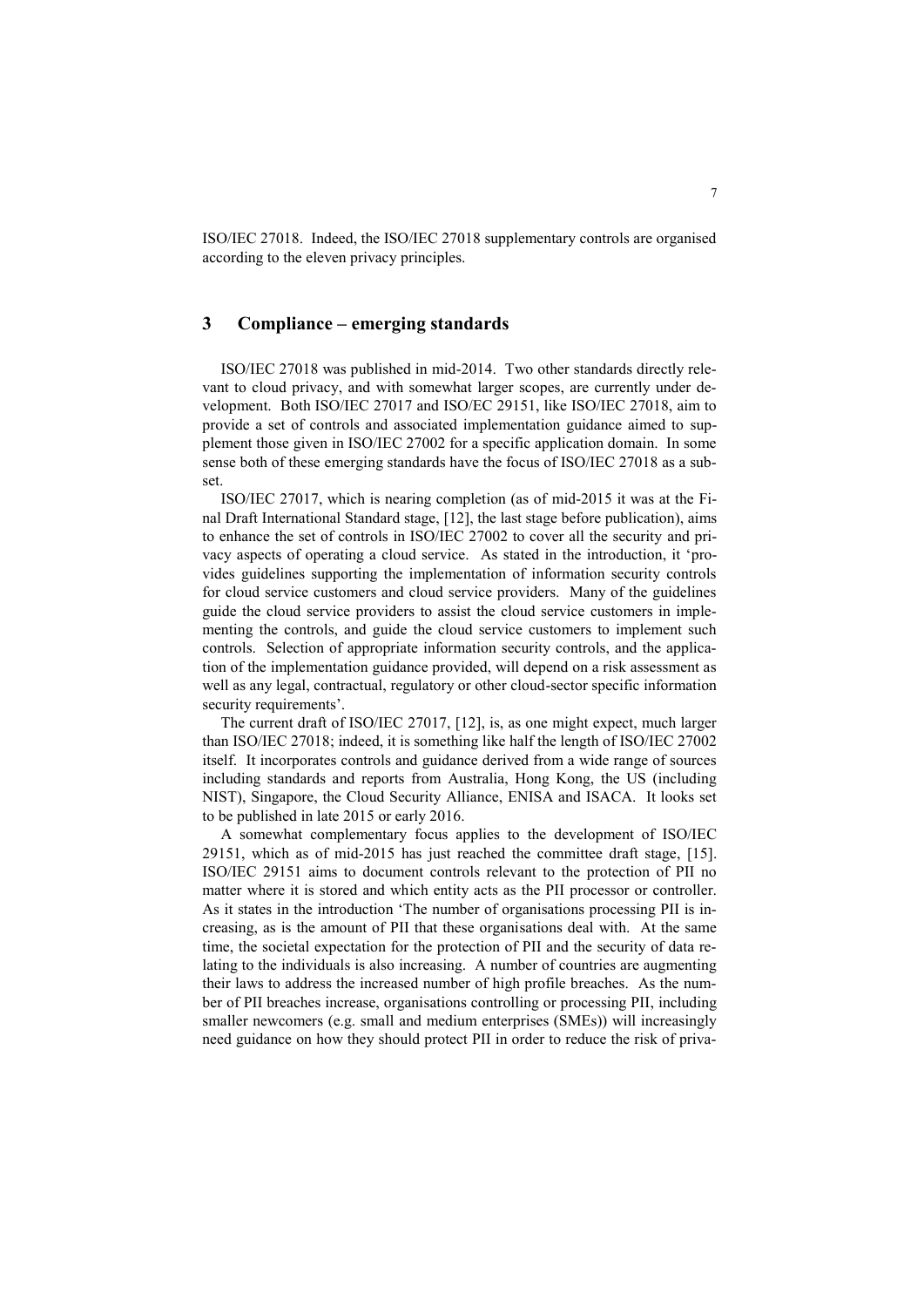ISO/IEC 27018. Indeed, the ISO/IEC 27018 supplementary controls are organised according to the eleven privacy principles.

## 3 Compliance – emerging standards

ISO/IEC 27018 was published in mid-2014. Two other standards directly relevant to cloud privacy, and with somewhat larger scopes, are currently under development. Both ISO/IEC 27017 and ISO/EC 29151, like ISO/IEC 27018, aim to provide a set of controls and associated implementation guidance aimed to supplement those given in ISO/IEC 27002 for a specific application domain. In some sense both of these emerging standards have the focus of ISO/IEC 27018 as a subset.

ISO/IEC 27017, which is nearing completion (as of mid-2015 it was at the Final Draft International Standard stage, [12], the last stage before publication), aims to enhance the set of controls in ISO/IEC 27002 to cover all the security and privacy aspects of operating a cloud service. As stated in the introduction, it 'provides guidelines supporting the implementation of information security controls for cloud service customers and cloud service providers. Many of the guidelines guide the cloud service providers to assist the cloud service customers in implementing the controls, and guide the cloud service customers to implement such controls. Selection of appropriate information security controls, and the application of the implementation guidance provided, will depend on a risk assessment as well as any legal, contractual, regulatory or other cloud-sector specific information security requirements'.

The current draft of ISO/IEC 27017, [12], is, as one might expect, much larger than ISO/IEC 27018; indeed, it is something like half the length of ISO/IEC 27002 itself. It incorporates controls and guidance derived from a wide range of sources including standards and reports from Australia, Hong Kong, the US (including NIST), Singapore, the Cloud Security Alliance, ENISA and ISACA. It looks set to be published in late 2015 or early 2016.

A somewhat complementary focus applies to the development of ISO/IEC 29151, which as of mid-2015 has just reached the committee draft stage, [15]. ISO/IEC 29151 aims to document controls relevant to the protection of PII no matter where it is stored and which entity acts as the PII processor or controller. As it states in the introduction 'The number of organisations processing PII is increasing, as is the amount of PII that these organisations deal with. At the same time, the societal expectation for the protection of PII and the security of data relating to the individuals is also increasing. A number of countries are augmenting their laws to address the increased number of high profile breaches. As the number of PII breaches increase, organisations controlling or processing PII, including smaller newcomers (e.g. small and medium enterprises (SMEs)) will increasingly need guidance on how they should protect PII in order to reduce the risk of priva-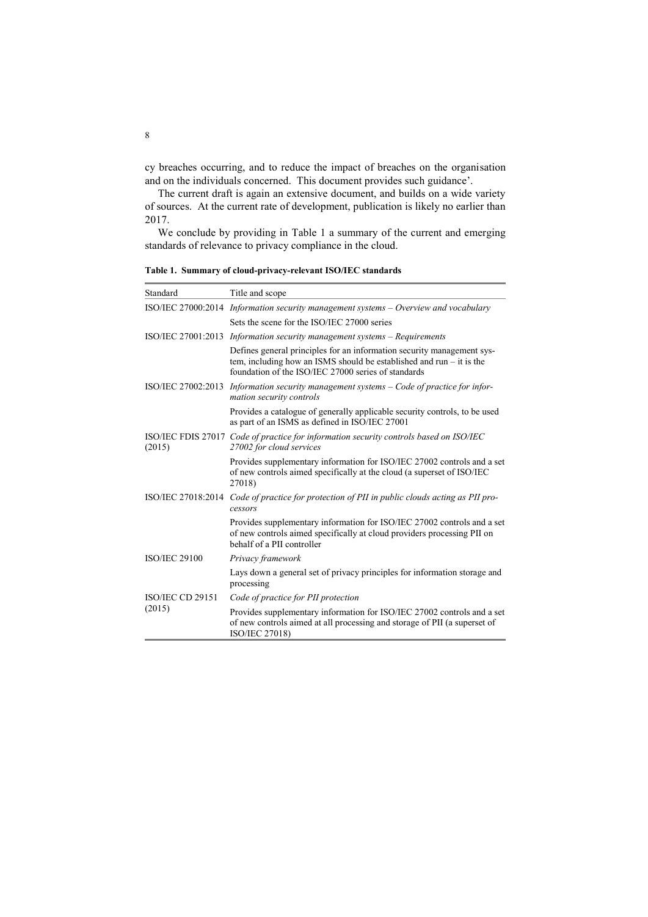cy breaches occurring, and to reduce the impact of breaches on the organisation and on the individuals concerned. This document provides such guidance'.

The current draft is again an extensive document, and builds on a wide variety of sources. At the current rate of development, publication is likely no earlier than 2017.

We conclude by providing in Table 1 a summary of the current and emerging standards of relevance to privacy compliance in the cloud.

**Table 1. Summary of cloud-privacy-relevant ISO/IEC standards**

| Standard | Title and scope |
|---|---|
| ISO/IEC 27000:2014 | *Information security management systems – Overview and vocabulary* |
| | Sets the scene for the ISO/IEC 27000 series |
| ISO/IEC 27001:2013 | *Information security management systems – Requirements* |
| | Defines general principles for an information security management system, including how an ISMS should be established and run – it is the foundation of the ISO/IEC 27000 series of standards |
| ISO/IEC 27002:2013 | *Information security management systems – Code of practice for information security controls* |
| | Provides a catalogue of generally applicable security controls, to be used as part of an ISMS as defined in ISO/IEC 27001 |
| ISO/IEC FDIS 27017 (2015) | *Code of practice for information security controls based on ISO/IEC 27002 for cloud services* |
| | Provides supplementary information for ISO/IEC 27002 controls and a set of new controls aimed specifically at the cloud (a superset of ISO/IEC 27018) |
| ISO/IEC 27018:2014 | *Code of practice for protection of PII in public clouds acting as PII processors* |
| | Provides supplementary information for ISO/IEC 27002 controls and a set of new controls aimed specifically at cloud providers processing PII on behalf of a PII controller |
| ISO/IEC 29100 | *Privacy framework* |
| | Lays down a general set of privacy principles for information storage and processing |
| ISO/IEC CD 29151 (2015) | *Code of practice for PII protection* |
| | Provides supplementary information for ISO/IEC 27002 controls and a set of new controls aimed at all processing and storage of PII (a superset of ISO/IEC 27018) |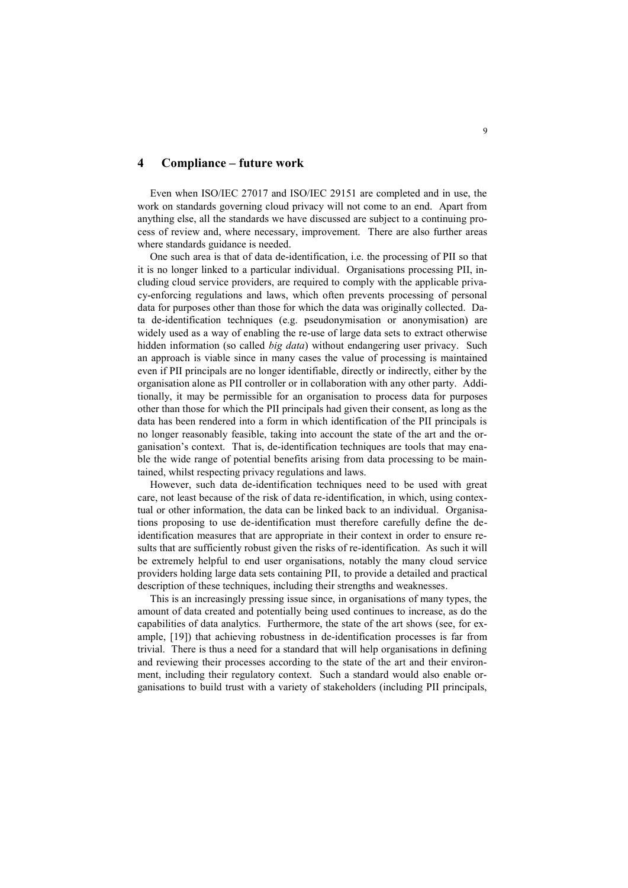# 4 Compliance – future work

Even when ISO/IEC 27017 and ISO/IEC 29151 are completed and in use, the work on standards governing cloud privacy will not come to an end. Apart from anything else, all the standards we have discussed are subject to a continuing process of review and, where necessary, improvement. There are also further areas where standards guidance is needed.

One such area is that of data de-identification, i.e. the processing of PII so that it is no longer linked to a particular individual. Organisations processing PII, including cloud service providers, are required to comply with the applicable privacy-enforcing regulations and laws, which often prevents processing of personal data for purposes other than those for which the data was originally collected. Data de-identification techniques (e.g. pseudonymisation or anonymisation) are widely used as a way of enabling the re-use of large data sets to extract otherwise hidden information (so called *big data*) without endangering user privacy. Such an approach is viable since in many cases the value of processing is maintained even if PII principals are no longer identifiable, directly or indirectly, either by the organisation alone as PII controller or in collaboration with any other party. Additionally, it may be permissible for an organisation to process data for purposes other than those for which the PII principals had given their consent, as long as the data has been rendered into a form in which identification of the PII principals is no longer reasonably feasible, taking into account the state of the art and the organisation's context. That is, de-identification techniques are tools that may enable the wide range of potential benefits arising from data processing to be maintained, whilst respecting privacy regulations and laws.

However, such data de-identification techniques need to be used with great care, not least because of the risk of data re-identification, in which, using contextual or other information, the data can be linked back to an individual. Organisations proposing to use de-identification must therefore carefully define the de-identification measures that are appropriate in their context in order to ensure results that are sufficiently robust given the risks of re-identification. As such it will be extremely helpful to end user organisations, notably the many cloud service providers holding large data sets containing PII, to provide a detailed and practical description of these techniques, including their strengths and weaknesses.

This is an increasingly pressing issue since, in organisations of many types, the amount of data created and potentially being used continues to increase, as do the capabilities of data analytics. Furthermore, the state of the art shows (see, for example, [19]) that achieving robustness in de-identification processes is far from trivial. There is thus a need for a standard that will help organisations in defining and reviewing their processes according to the state of the art and their environment, including their regulatory context. Such a standard would also enable organisations to build trust with a variety of stakeholders (including PII principals,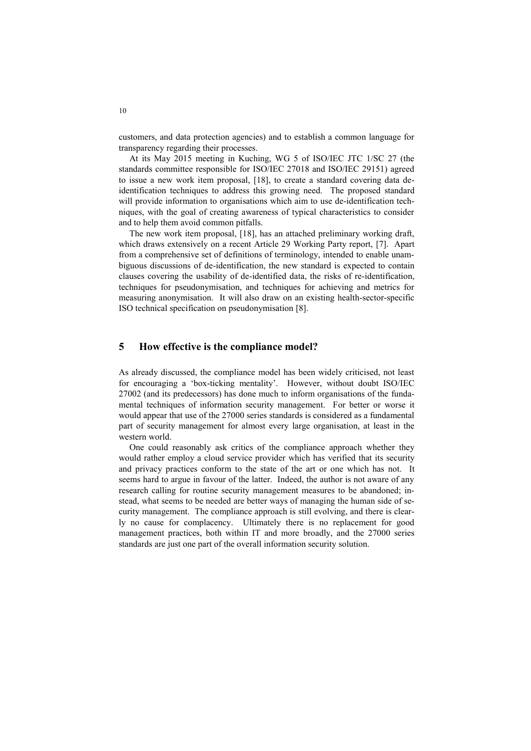customers, and data protection agencies) and to establish a common language for transparency regarding their processes.

At its May 2015 meeting in Kuching, WG 5 of ISO/IEC JTC 1/SC 27 (the standards committee responsible for ISO/IEC 27018 and ISO/IEC 29151) agreed to issue a new work item proposal, [18], to create a standard covering data de-identification techniques to address this growing need. The proposed standard will provide information to organisations which aim to use de-identification techniques, with the goal of creating awareness of typical characteristics to consider and to help them avoid common pitfalls.

The new work item proposal, [18], has an attached preliminary working draft, which draws extensively on a recent Article 29 Working Party report, [7]. Apart from a comprehensive set of definitions of terminology, intended to enable unambiguous discussions of de-identification, the new standard is expected to contain clauses covering the usability of de-identified data, the risks of re-identification, techniques for pseudonymisation, and techniques for achieving and metrics for measuring anonymisation. It will also draw on an existing health-sector-specific ISO technical specification on pseudonymisation [8].

## 5 How effective is the compliance model?

As already discussed, the compliance model has been widely criticised, not least for encouraging a 'box-ticking mentality'. However, without doubt ISO/IEC 27002 (and its predecessors) has done much to inform organisations of the fundamental techniques of information security management. For better or worse it would appear that use of the 27000 series standards is considered as a fundamental part of security management for almost every large organisation, at least in the western world.

One could reasonably ask critics of the compliance approach whether they would rather employ a cloud service provider which has verified that its security and privacy practices conform to the state of the art or one which has not. It seems hard to argue in favour of the latter. Indeed, the author is not aware of any research calling for routine security management measures to be abandoned; instead, what seems to be needed are better ways of managing the human side of security management. The compliance approach is still evolving, and there is clearly no cause for complacency. Ultimately there is no replacement for good management practices, both within IT and more broadly, and the 27000 series standards are just one part of the overall information security solution.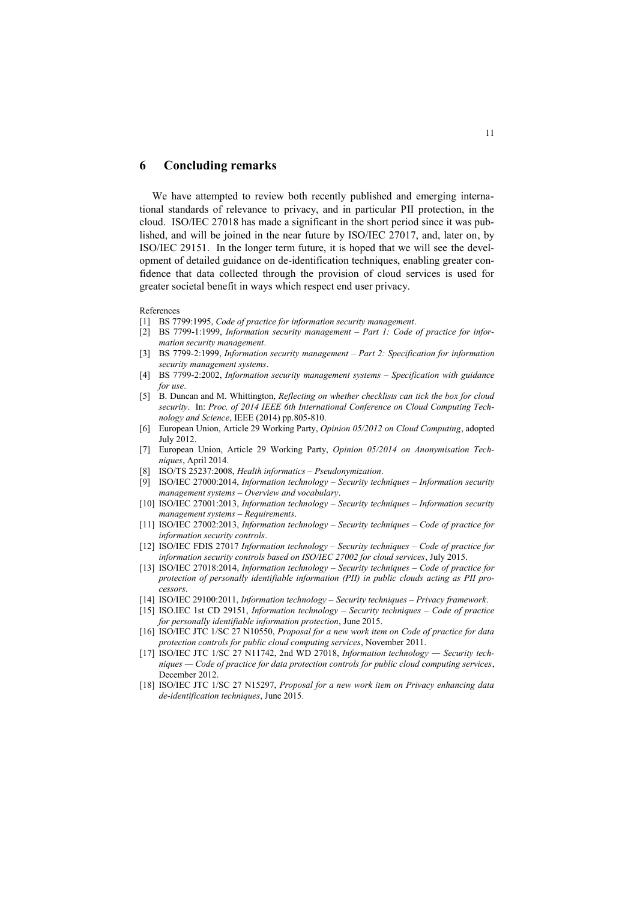## 6 Concluding remarks

We have attempted to review both recently published and emerging international standards of relevance to privacy, and in particular PII protection, in the cloud. ISO/IEC 27018 has made a significant in the short period since it was published, and will be joined in the near future by ISO/IEC 27017, and, later on, by ISO/IEC 29151. In the longer term future, it is hoped that we will see the development of detailed guidance on de-identification techniques, enabling greater confidence that data collected through the provision of cloud services is used for greater societal benefit in ways which respect end user privacy.

References

[1] BS 7799:1995, *Code of practice for information security management*.

[2] BS 7799-1:1999, *Information security management – Part 1: Code of practice for information security management*.

[3] BS 7799-2:1999, *Information security management – Part 2: Specification for information security management systems*.

[4] BS 7799-2:2002, *Information security management systems – Specification with guidance for use*.

[5] B. Duncan and M. Whittington, *Reflecting on whether checklists can tick the box for cloud security*. In: *Proc. of 2014 IEEE 6th International Conference on Cloud Computing Technology and Science*, IEEE (2014) pp.805-810.

[6] European Union, Article 29 Working Party, *Opinion 05/2012 on Cloud Computing*, adopted July 2012.

[7] European Union, Article 29 Working Party, *Opinion 05/2014 on Anonymisation Techniques*, April 2014.

[8] ISO/TS 25237:2008, *Health informatics – Pseudonymization*.

[9] ISO/IEC 27000:2014, *Information technology – Security techniques – Information security management systems – Overview and vocabulary*.

[10] ISO/IEC 27001:2013, *Information technology – Security techniques – Information security management systems – Requirements*.

[11] ISO/IEC 27002:2013, *Information technology – Security techniques – Code of practice for information security controls*.

[12] ISO/IEC FDIS 27017 *Information technology – Security techniques – Code of practice for information security controls based on ISO/IEC 27002 for cloud services*, July 2015.

[13] ISO/IEC 27018:2014, *Information technology – Security techniques – Code of practice for protection of personally identifiable information (PII) in public clouds acting as PII processors*.

[14] ISO/IEC 29100:2011, *Information technology – Security techniques – Privacy framework*.

[15] ISO.IEC 1st CD 29151, *Information technology – Security techniques – Code of practice for personally identifiable information protection*, June 2015.

[16] ISO/IEC JTC 1/SC 27 N10550, *Proposal for a new work item on Code of practice for data protection controls for public cloud computing services*, November 2011.

[17] ISO/IEC JTC 1/SC 27 N11742, 2nd WD 27018, *Information technology — Security techniques — Code of practice for data protection controls for public cloud computing services*, December 2012.

[18] ISO/IEC JTC 1/SC 27 N15297, *Proposal for a new work item on Privacy enhancing data de-identification techniques*, June 2015.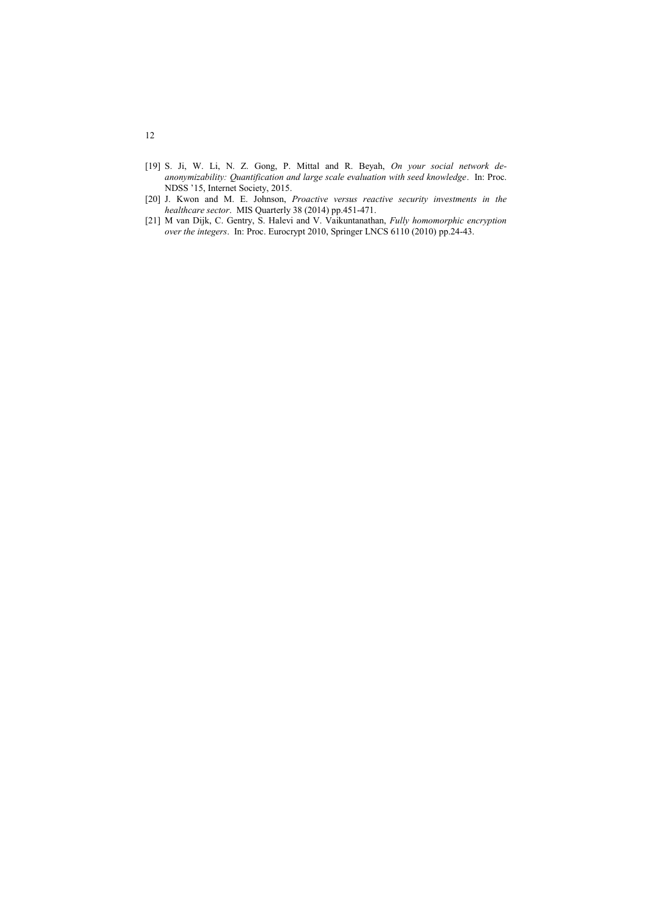[19] S. Ji, W. Li, N. Z. Gong, P. Mittal and R. Beyah, *On your social network de-anonymizability: Quantification and large scale evaluation with seed knowledge*. In: Proc. NDSS '15, Internet Society, 2015.

[20] J. Kwon and M. E. Johnson, *Proactive versus reactive security investments in the healthcare sector*. MIS Quarterly 38 (2014) pp.451-471.

[21] M van Dijk, C. Gentry, S. Halevi and V. Vaikuntanathan, *Fully homomorphic encryption over the integers*. In: Proc. Eurocrypt 2010, Springer LNCS 6110 (2010) pp.24-43.